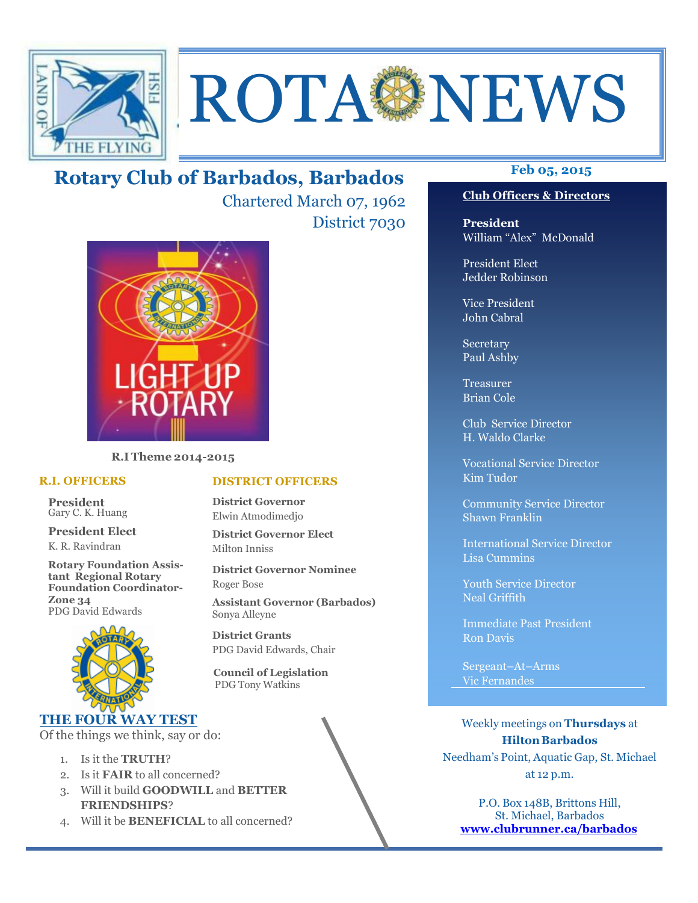# ROTA NEWS

## Rotary Club of Barbados, Barbados

Chartered March 07, 1962

District 7030

**R.I Theme 2014-2015**

### R.I. OFFICERS

**President**
Gary C. K. Huang

**President Elect**
K. R. Ravindran

**Rotary Foundation Assistant Regional Rotary Foundation Coordinator-Zone 34**
PDG David Edwards

### DISTRICT OFFICERS

**District Governor**
Elwin Atmodimedjo

**District Governor Elect**
Milton Inniss

**District Governor Nominee**
Roger Bose

**Assistant Governor (Barbados)**
Sonya Alleyne

**District Grants**
PDG David Edwards, Chair

**Council of Legislation**
PDG Tony Watkins

### THE FOUR WAY TEST

Of the things we think, say or do:

1. Is it the **TRUTH**?
2. Is it **FAIR** to all concerned?
3. Will it build **GOODWILL** and **BETTER FRIENDSHIPS**?
4. Will it be **BENEFICIAL** to all concerned?

**Feb 05, 2015**

### Club Officers & Directors

**President**
William "Alex" McDonald

President Elect
Jedder Robinson

Vice President
John Cabral

Secretary
Paul Ashby

Treasurer
Brian Cole

Club Service Director
H. Waldo Clarke

Vocational Service Director
Kim Tudor

Community Service Director
Shawn Franklin

International Service Director
Lisa Cummins

Youth Service Director
Neal Griffith

Immediate Past President
Ron Davis

Sergeant–At–Arms
Vic Fernandes

Weekly meetings on **Thursdays** at **Hilton Barbados**
Needham's Point, Aquatic Gap, St. Michael
at 12 p.m.

P.O. Box 148B, Brittons Hill,
St. Michael, Barbados
**www.clubrunner.ca/barbados**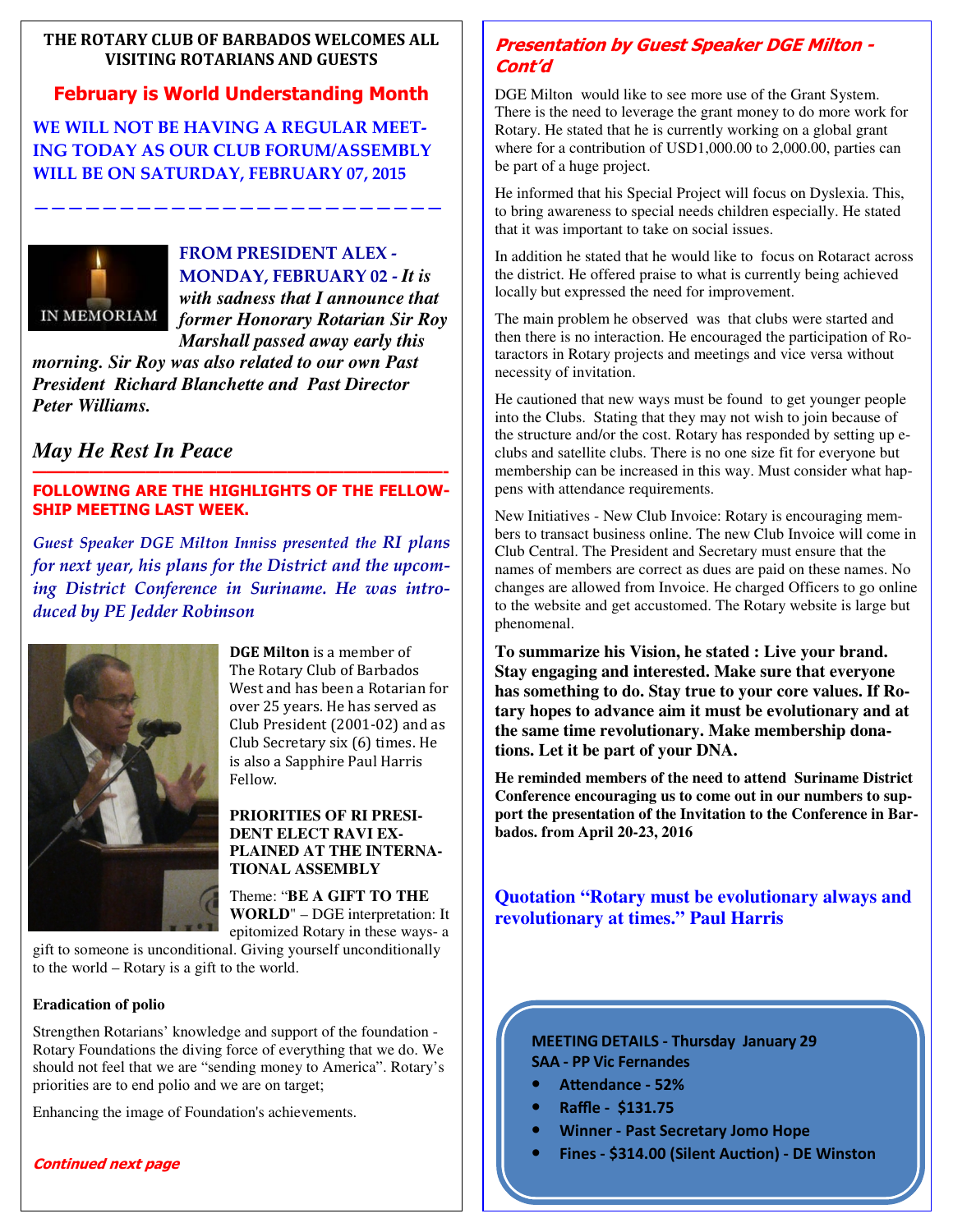**THE ROTARY CLUB OF BARBADOS WELCOMES ALL VISITING ROTARIANS AND GUESTS**

## February is World Understanding Month

**WE WILL NOT BE HAVING A REGULAR MEETING TODAY AS OUR CLUB FORUM/ASSEMBLY WILL BE ON SATURDAY, FEBRUARY 07, 2015**

IN MEMORIAM

**FROM PRESIDENT ALEX - MONDAY, FEBRUARY 02 -** ***It is with sadness that I announce that former Honorary Rotarian Sir Roy Marshall passed away early this morning. Sir Roy was also related to our own Past President Richard Blanchette and Past Director Peter Williams.***

*May He Rest In Peace*

**FOLLOWING ARE THE HIGHLIGHTS OF THE FELLOWSHIP MEETING LAST WEEK.**

*Guest Speaker DGE Milton Inniss presented the RI plans for next year, his plans for the District and the upcoming District Conference in Suriname. He was introduced by PE Jedder Robinson*

**DGE Milton** is a member of The Rotary Club of Barbados West and has been a Rotarian for over 25 years. He has served as Club President (2001-02) and as Club Secretary six (6) times. He is also a Sapphire Paul Harris Fellow.

**PRIORITIES OF RI PRESIDENT ELECT RAVI EXPLAINED AT THE INTERNATIONAL ASSEMBLY**

Theme: "**BE A GIFT TO THE WORLD**" – DGE interpretation: It epitomized Rotary in these ways- a gift to someone is unconditional. Giving yourself unconditionally to the world – Rotary is a gift to the world.

**Eradication of polio**

Strengthen Rotarians' knowledge and support of the foundation - Rotary Foundations the diving force of everything that we do. We should not feel that we are "sending money to America". Rotary's priorities are to end polio and we are on target;

Enhancing the image of Foundation's achievements.

*Continued next page*

### *Presentation by Guest Speaker DGE Milton - Cont'd*

DGE Milton would like to see more use of the Grant System. There is the need to leverage the grant money to do more work for Rotary. He stated that he is currently working on a global grant where for a contribution of USD1,000.00 to 2,000.00, parties can be part of a huge project.

He informed that his Special Project will focus on Dyslexia. This, to bring awareness to special needs children especially. He stated that it was important to take on social issues.

In addition he stated that he would like to focus on Rotaract across the district. He offered praise to what is currently being achieved locally but expressed the need for improvement.

The main problem he observed was that clubs were started and then there is no interaction. He encouraged the participation of Rotaractors in Rotary projects and meetings and vice versa without necessity of invitation.

He cautioned that new ways must be found to get younger people into the Clubs. Stating that they may not wish to join because of the structure and/or the cost. Rotary has responded by setting up e-clubs and satellite clubs. There is no one size fit for everyone but membership can be increased in this way. Must consider what happens with attendance requirements.

New Initiatives - New Club Invoice: Rotary is encouraging members to transact business online. The new Club Invoice will come in Club Central. The President and Secretary must ensure that the names of members are correct as dues are paid on these names. No changes are allowed from Invoice. He charged Officers to go online to the website and get accustomed. The Rotary website is large but phenomenal.

**To summarize his Vision, he stated : Live your brand. Stay engaging and interested. Make sure that everyone has something to do. Stay true to your core values. If Rotary hopes to advance aim it must be evolutionary and at the same time revolutionary. Make membership donations. Let it be part of your DNA.**

**He reminded members of the need to attend Suriname District Conference encouraging us to come out in our numbers to support the presentation of the Invitation to the Conference in Barbados. from April 20-23, 2016**

**Quotation "Rotary must be evolutionary always and revolutionary at times." Paul Harris**

**MEETING DETAILS - Thursday January 29**
**SAA - PP Vic Fernandes**

- **Attendance - 52%**
- **Raffle - $131.75**
- **Winner - Past Secretary Jomo Hope**
- **Fines - $314.00 (Silent Auction) - DE Winston**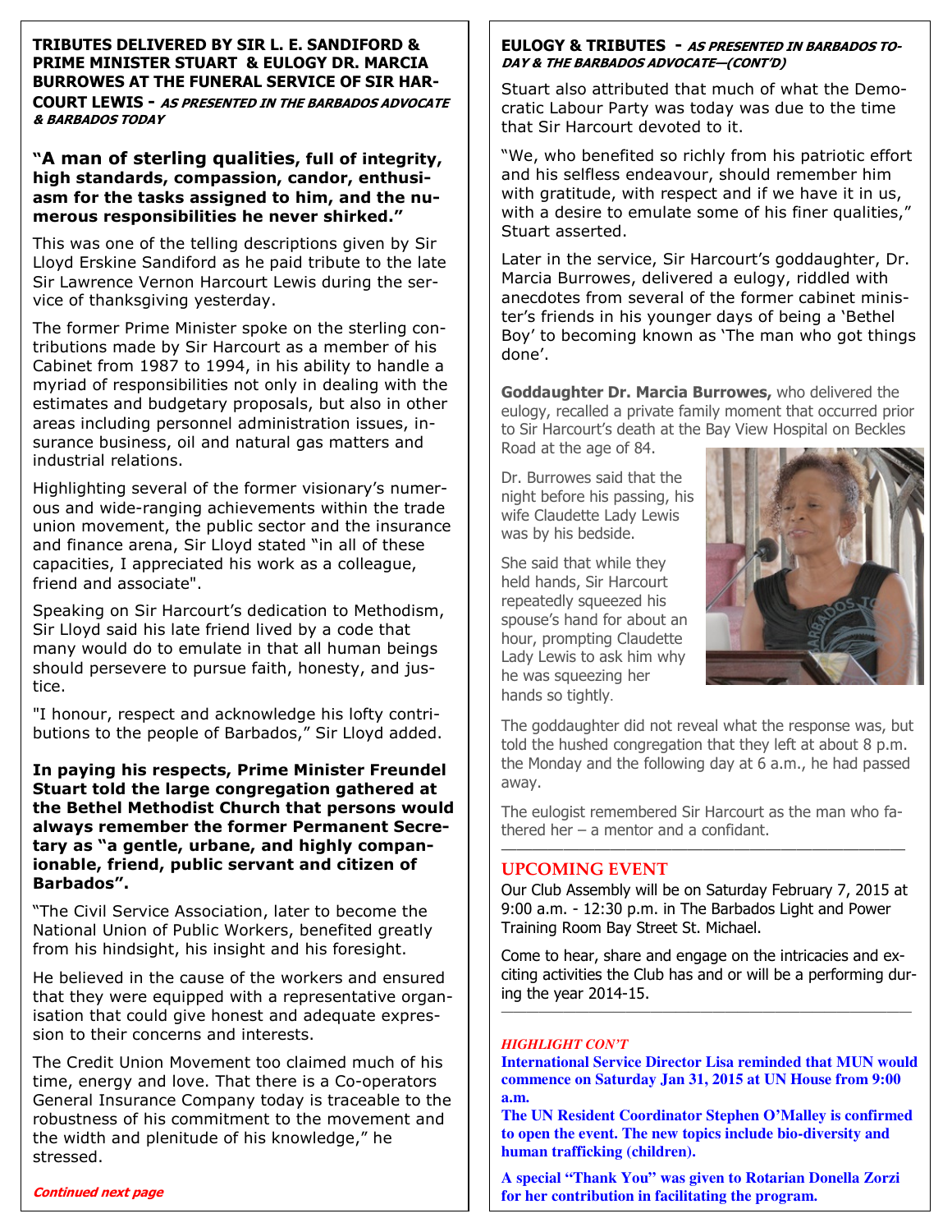**TRIBUTES DELIVERED BY SIR L. E. SANDIFORD & PRIME MINISTER STUART & EULOGY DR. MARCIA BURROWES AT THE FUNERAL SERVICE OF SIR HARCOURT LEWIS -** ***AS PRESENTED IN THE BARBADOS ADVOCATE & BARBADOS TODAY***

**"A man of sterling qualities, full of integrity, high standards, compassion, candor, enthusiasm for the tasks assigned to him, and the numerous responsibilities he never shirked."**

This was one of the telling descriptions given by Sir Lloyd Erskine Sandiford as he paid tribute to the late Sir Lawrence Vernon Harcourt Lewis during the service of thanksgiving yesterday.

The former Prime Minister spoke on the sterling contributions made by Sir Harcourt as a member of his Cabinet from 1987 to 1994, in his ability to handle a myriad of responsibilities not only in dealing with the estimates and budgetary proposals, but also in other areas including personnel administration issues, insurance business, oil and natural gas matters and industrial relations.

Highlighting several of the former visionary's numerous and wide-ranging achievements within the trade union movement, the public sector and the insurance and finance arena, Sir Lloyd stated "in all of these capacities, I appreciated his work as a colleague, friend and associate".

Speaking on Sir Harcourt's dedication to Methodism, Sir Lloyd said his late friend lived by a code that many would do to emulate in that all human beings should persevere to pursue faith, honesty, and justice.

"I honour, respect and acknowledge his lofty contributions to the people of Barbados," Sir Lloyd added.

**In paying his respects, Prime Minister Freundel Stuart told the large congregation gathered at the Bethel Methodist Church that persons would always remember the former Permanent Secretary as "a gentle, urbane, and highly companionable, friend, public servant and citizen of Barbados".**

"The Civil Service Association, later to become the National Union of Public Workers, benefited greatly from his hindsight, his insight and his foresight.

He believed in the cause of the workers and ensured that they were equipped with a representative organisation that could give honest and adequate expression to their concerns and interests.

The Credit Union Movement too claimed much of his time, energy and love. That there is a Co-operators General Insurance Company today is traceable to the robustness of his commitment to the movement and the width and plenitude of his knowledge," he stressed.

***Continued next page***

**EULOGY & TRIBUTES -** ***AS PRESENTED IN BARBADOS TODAY & THE BARBADOS ADVOCATE—(CONT'D)***

Stuart also attributed that much of what the Democratic Labour Party was today was due to the time that Sir Harcourt devoted to it.

"We, who benefited so richly from his patriotic effort and his selfless endeavour, should remember him with gratitude, with respect and if we have it in us, with a desire to emulate some of his finer qualities," Stuart asserted.

Later in the service, Sir Harcourt's goddaughter, Dr. Marcia Burrowes, delivered a eulogy, riddled with anecdotes from several of the former cabinet minister's friends in his younger days of being a 'Bethel Boy' to becoming known as 'The man who got things done'.

**Goddaughter Dr. Marcia Burrowes,** who delivered the eulogy, recalled a private family moment that occurred prior to Sir Harcourt's death at the Bay View Hospital on Beckles Road at the age of 84.

Dr. Burrowes said that the night before his passing, his wife Claudette Lady Lewis was by his bedside.

She said that while they held hands, Sir Harcourt repeatedly squeezed his spouse's hand for about an hour, prompting Claudette Lady Lewis to ask him why he was squeezing her hands so tightly.

The goddaughter did not reveal what the response was, but told the hushed congregation that they left at about 8 p.m. the Monday and the following day at 6 a.m., he had passed away.

The eulogist remembered Sir Harcourt as the man who fathered her – a mentor and a confidant.

## UPCOMING EVENT

Our Club Assembly will be on Saturday February 7, 2015 at 9:00 a.m. - 12:30 p.m. in The Barbados Light and Power Training Room Bay Street St. Michael.

Come to hear, share and engage on the intricacies and exciting activities the Club has and or will be a performing during the year 2014-15.

***HIGHLIGHT CON'T***

**International Service Director Lisa reminded that MUN would commence on Saturday Jan 31, 2015 at UN House from 9:00 a.m.**

**The UN Resident Coordinator Stephen O'Malley is confirmed to open the event. The new topics include bio-diversity and human trafficking (children).**

**A special "Thank You" was given to Rotarian Donella Zorzi for her contribution in facilitating the program.**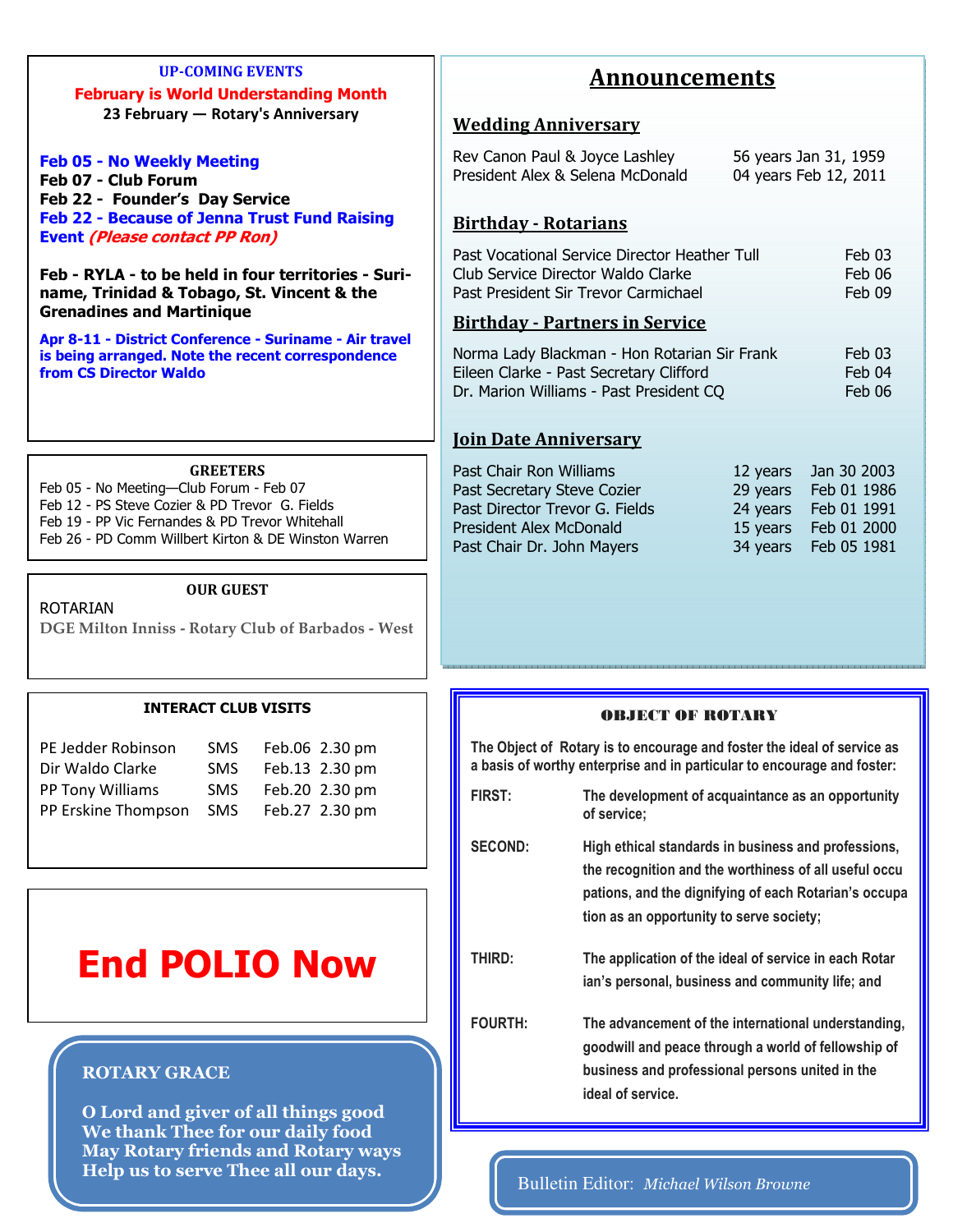### UP-COMING EVENTS

**February is World Understanding Month**

**23 February — Rotary's Anniversary**

**Feb 05 - No Weekly Meeting**
**Feb 07 - Club Forum**
**Feb 22 - Founder's Day Service**
**Feb 22 - Because of Jenna Trust Fund Raising Event** ***(Please contact PP Ron)***

**Feb - RYLA - to be held in four territories - Suriname, Trinidad & Tobago, St. Vincent & the Grenadines and Martinique**

**Apr 8-11 - District Conference - Suriname - Air travel is being arranged. Note the recent correspondence from CS Director Waldo**

### GREETERS

Feb 05 - No Meeting—Club Forum - Feb 07
Feb 12 - PS Steve Cozier & PD Trevor G. Fields
Feb 19 - PP Vic Fernandes & PD Trevor Whitehall
Feb 26 - PD Comm Willbert Kirton & DE Winston Warren

### OUR GUEST

ROTARIAN
DGE Milton Inniss - Rotary Club of Barbados - West

### INTERACT CLUB VISITS

| | | | |
|---|---|---|---|
| PE Jedder Robinson | SMS | Feb.06 | 2.30 pm |
| Dir Waldo Clarke | SMS | Feb.13 | 2.30 pm |
| PP Tony Williams | SMS | Feb.20 | 2.30 pm |
| PP Erskine Thompson | SMS | Feb.27 | 2.30 pm |

# End POLIO Now

### ROTARY GRACE

**O Lord and giver of all things good**
**We thank Thee for our daily food**
**May Rotary friends and Rotary ways**
**Help us to serve Thee all our days.**

# Announcements

## Wedding Anniversary

| | |
|---|---|
| Rev Canon Paul & Joyce Lashley | 56 years Jan 31, 1959 |
| President Alex & Selena McDonald | 04 years Feb 12, 2011 |

## Birthday - Rotarians

| | |
|---|---|
| Past Vocational Service Director Heather Tull | Feb 03 |
| Club Service Director Waldo Clarke | Feb 06 |
| Past President Sir Trevor Carmichael | Feb 09 |

## Birthday - Partners in Service

| | |
|---|---|
| Norma Lady Blackman - Hon Rotarian Sir Frank | Feb 03 |
| Eileen Clarke - Past Secretary Clifford | Feb 04 |
| Dr. Marion Williams - Past President CQ | Feb 06 |

## Join Date Anniversary

| | | |
|---|---|---|
| Past Chair Ron Williams | 12 years | Jan 30 2003 |
| Past Secretary Steve Cozier | 29 years | Feb 01 1986 |
| Past Director Trevor G. Fields | 24 years | Feb 01 1991 |
| President Alex McDonald | 15 years | Feb 01 2000 |
| Past Chair Dr. John Mayers | 34 years | Feb 05 1981 |

### OBJECT OF ROTARY

**The Object of Rotary is to encourage and foster the ideal of service as a basis of worthy enterprise and in particular to encourage and foster:**

**FIRST:** The development of acquaintance as an opportunity of service;

**SECOND:** High ethical standards in business and professions, the recognition and the worthiness of all useful occupations, and the dignifying of each Rotarian's occupation as an opportunity to serve society;

**THIRD:** The application of the ideal of service in each Rotarian's personal, business and community life; and

**FOURTH:** The advancement of the international understanding, goodwill and peace through a world of fellowship of business and professional persons united in the ideal of service.

Bulletin Editor: *Michael Wilson Browne*